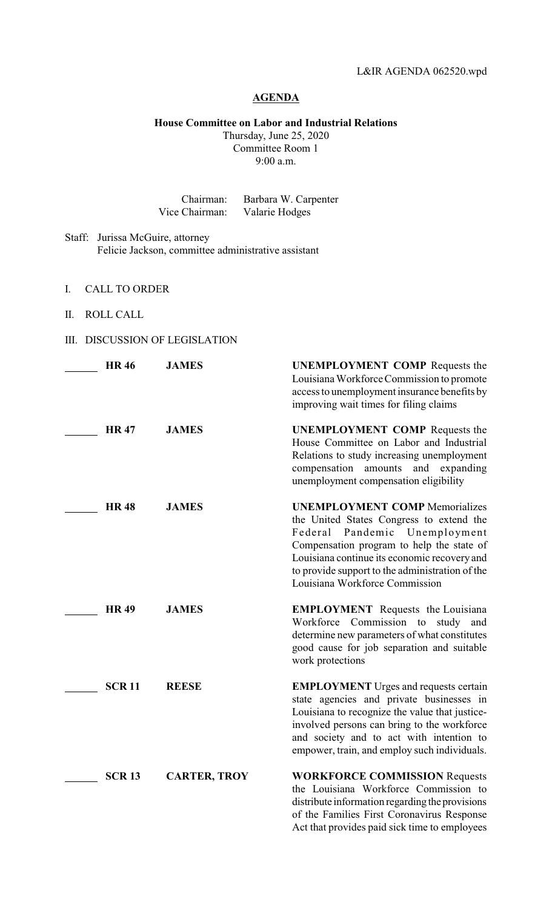L&IR AGENDA 062520.wpd

# AGENDA

**House Committee on Labor and Industrial Relations**
Thursday, June 25, 2020
Committee Room 1
9:00 a.m.

Chairman: Barbara W. Carpenter
Vice Chairman: Valarie Hodges

Staff: Jurissa McGuire, attorney
Felicie Jackson, committee administrative assistant

I. CALL TO ORDER

II. ROLL CALL

III. DISCUSSION OF LEGISLATION

| | Instrument | Author | Description |
|---|---|---|---|
| ______ | **HR 46** | **JAMES** | **UNEMPLOYMENT COMP** Requests the Louisiana Workforce Commission to promote access to unemployment insurance benefits by improving wait times for filing claims |
| ______ | **HR 47** | **JAMES** | **UNEMPLOYMENT COMP** Requests the House Committee on Labor and Industrial Relations to study increasing unemployment compensation amounts and expanding unemployment compensation eligibility |
| ______ | **HR 48** | **JAMES** | **UNEMPLOYMENT COMP** Memorializes the United States Congress to extend the Federal Pandemic Unemployment Compensation program to help the state of Louisiana continue its economic recovery and to provide support to the administration of the Louisiana Workforce Commission |
| ______ | **HR 49** | **JAMES** | **EMPLOYMENT** Requests the Louisiana Workforce Commission to study and determine new parameters of what constitutes good cause for job separation and suitable work protections |
| ______ | **SCR 11** | **REESE** | **EMPLOYMENT** Urges and requests certain state agencies and private businesses in Louisiana to recognize the value that justice-involved persons can bring to the workforce and society and to act with intention to empower, train, and employ such individuals. |
| ______ | **SCR 13** | **CARTER, TROY** | **WORKFORCE COMMISSION** Requests the Louisiana Workforce Commission to distribute information regarding the provisions of the Families First Coronavirus Response Act that provides paid sick time to employees |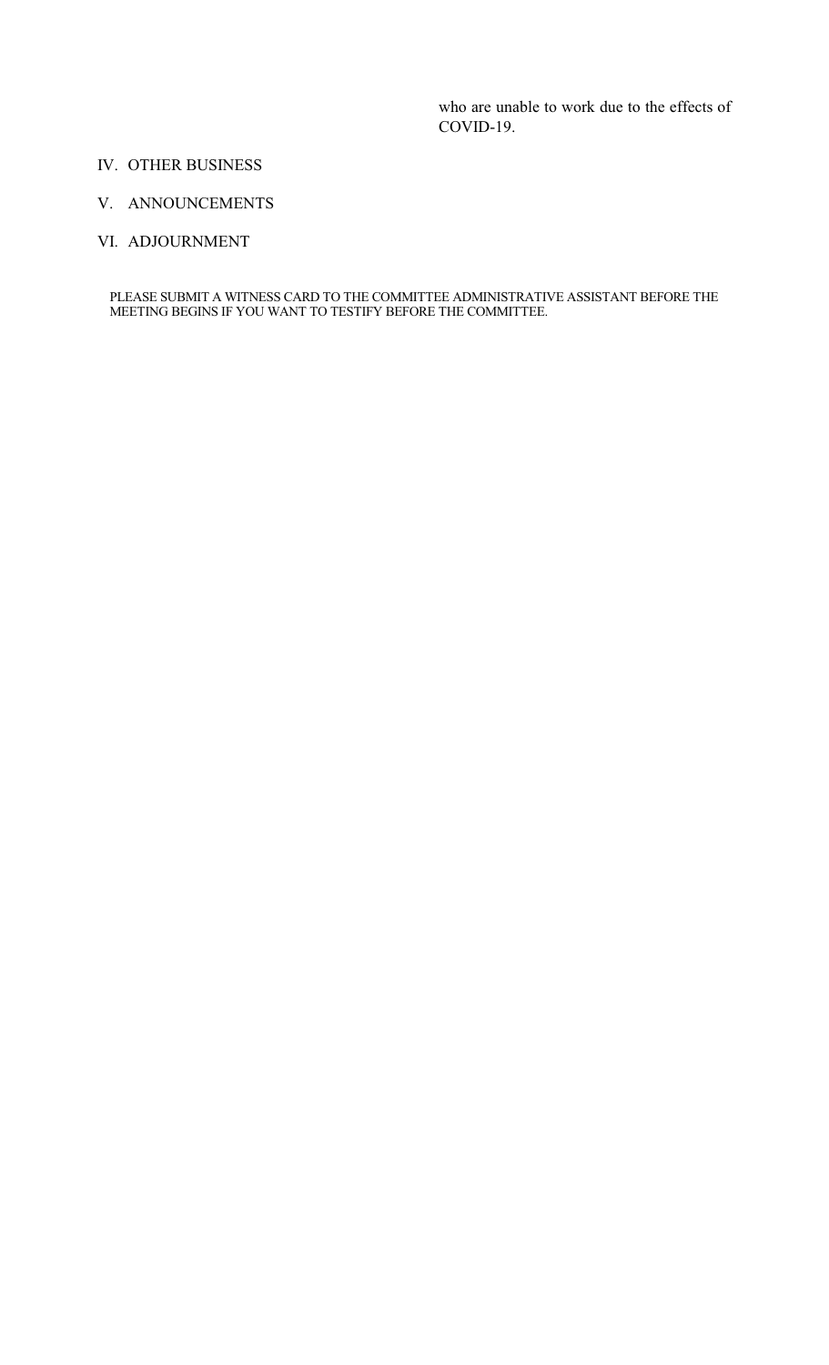who are unable to work due to the effects of COVID-19.

IV. OTHER BUSINESS

V. ANNOUNCEMENTS

VI. ADJOURNMENT

PLEASE SUBMIT A WITNESS CARD TO THE COMMITTEE ADMINISTRATIVE ASSISTANT BEFORE THE MEETING BEGINS IF YOU WANT TO TESTIFY BEFORE THE COMMITTEE.